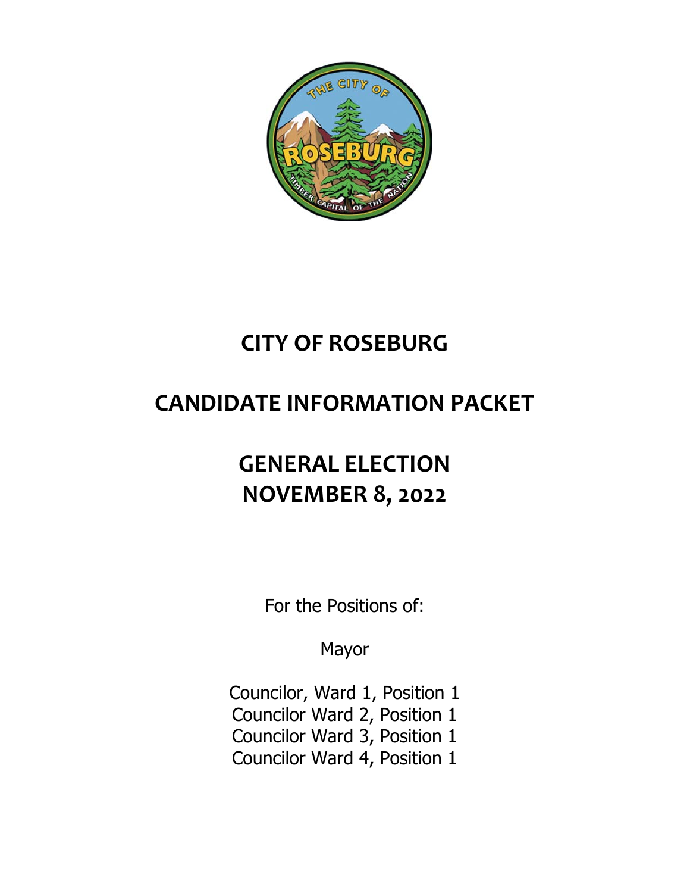# CITY OF ROSEBURG

# CANDIDATE INFORMATION PACKET

# GENERAL ELECTION
# NOVEMBER 8, 2022

For the Positions of:

Mayor

Councilor, Ward 1, Position 1
Councilor Ward 2, Position 1
Councilor Ward 3, Position 1
Councilor Ward 4, Position 1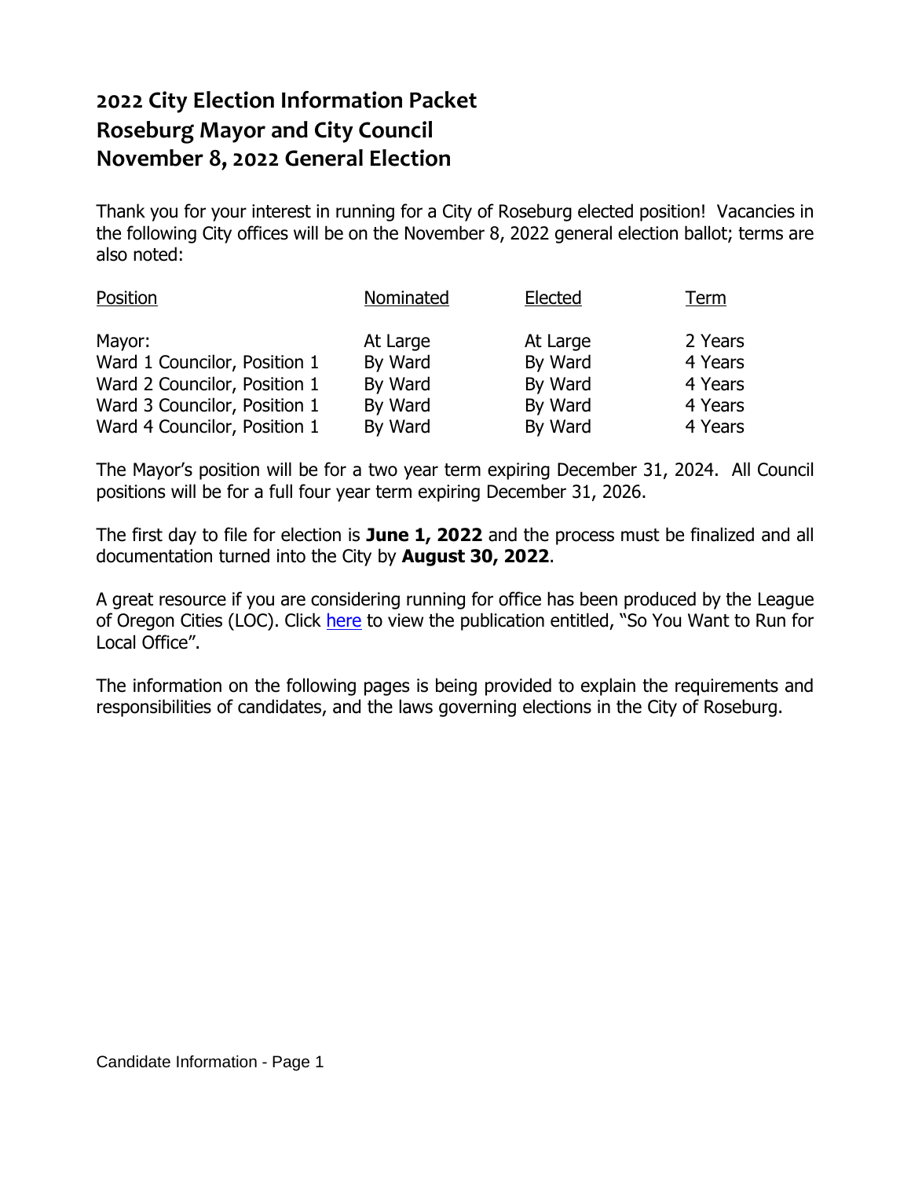# 2022 City Election Information Packet
# Roseburg Mayor and City Council
# November 8, 2022 General Election

Thank you for your interest in running for a City of Roseburg elected position! Vacancies in the following City offices will be on the November 8, 2022 general election ballot; terms are also noted:

| Position | Nominated | Elected | Term |
|---|---|---|---|
| Mayor: | At Large | At Large | 2 Years |
| Ward 1 Councilor, Position 1 | By Ward | By Ward | 4 Years |
| Ward 2 Councilor, Position 1 | By Ward | By Ward | 4 Years |
| Ward 3 Councilor, Position 1 | By Ward | By Ward | 4 Years |
| Ward 4 Councilor, Position 1 | By Ward | By Ward | 4 Years |

The Mayor's position will be for a two year term expiring December 31, 2024. All Council positions will be for a full four year term expiring December 31, 2026.

The first day to file for election is **June 1, 2022** and the process must be finalized and all documentation turned into the City by **August 30, 2022**.

A great resource if you are considering running for office has been produced by the League of Oregon Cities (LOC). Click here to view the publication entitled, "So You Want to Run for Local Office".

The information on the following pages is being provided to explain the requirements and responsibilities of candidates, and the laws governing elections in the City of Roseburg.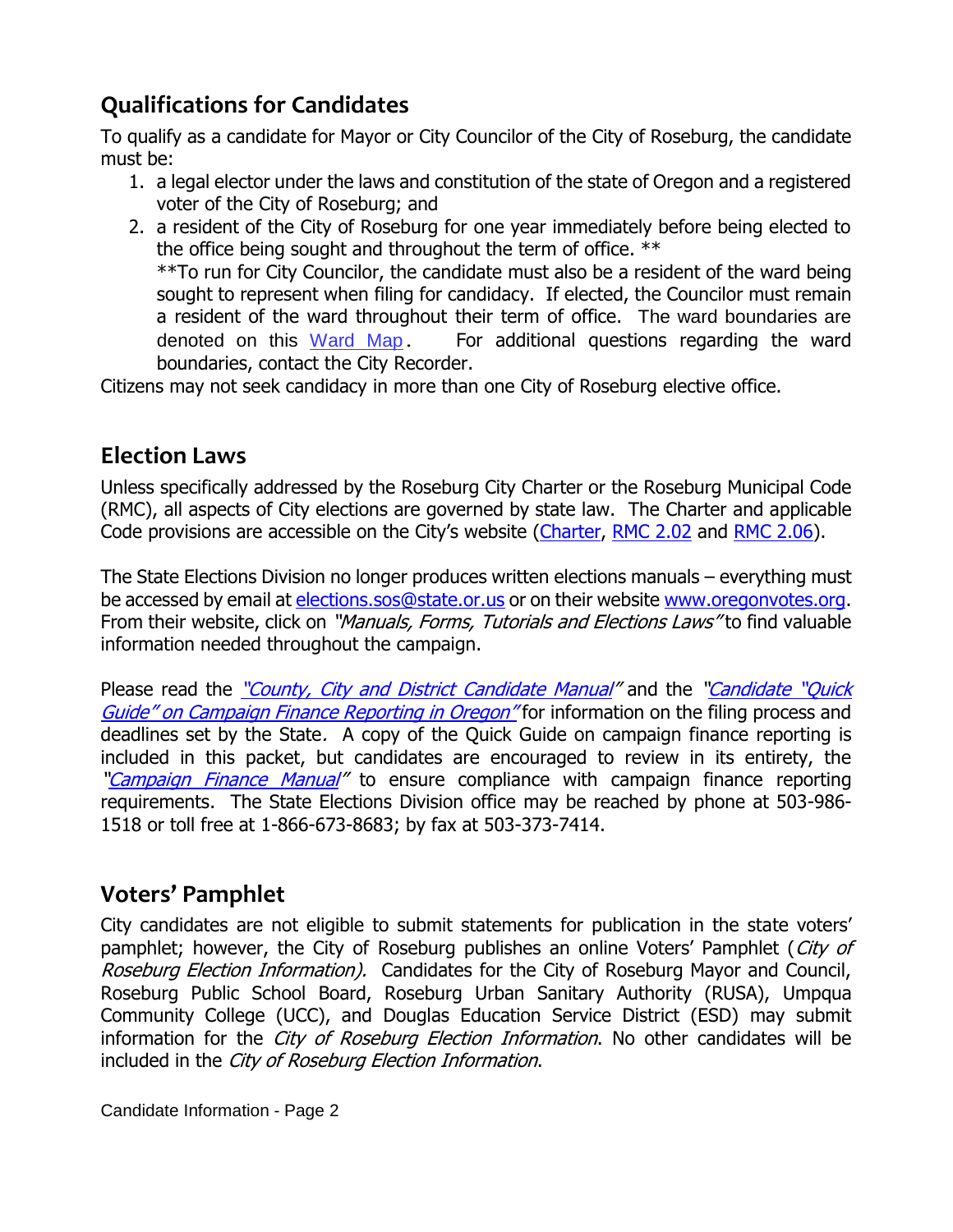## Qualifications for Candidates

To qualify as a candidate for Mayor or City Councilor of the City of Roseburg, the candidate must be:

1. a legal elector under the laws and constitution of the state of Oregon and a registered voter of the City of Roseburg; and
2. a resident of the City of Roseburg for one year immediately before being elected to the office being sought and throughout the term of office. **

   **To run for City Councilor, the candidate must also be a resident of the ward being sought to represent when filing for candidacy. If elected, the Councilor must remain a resident of the ward throughout their term of office. The ward boundaries are denoted on this Ward Map. For additional questions regarding the ward boundaries, contact the City Recorder.

Citizens may not seek candidacy in more than one City of Roseburg elective office.

## Election Laws

Unless specifically addressed by the Roseburg City Charter or the Roseburg Municipal Code (RMC), all aspects of City elections are governed by state law. The Charter and applicable Code provisions are accessible on the City's website (Charter, RMC 2.02 and RMC 2.06).

The State Elections Division no longer produces written elections manuals – everything must be accessed by email at elections.sos@state.or.us or on their website www.oregonvotes.org. From their website, click on *"Manuals, Forms, Tutorials and Elections Laws"* to find valuable information needed throughout the campaign.

Please read the *"County, City and District Candidate Manual"* and the *"Candidate "Quick Guide" on Campaign Finance Reporting in Oregon"* for information on the filing process and deadlines set by the State. A copy of the Quick Guide on campaign finance reporting is included in this packet, but candidates are encouraged to review in its entirety, the *"Campaign Finance Manual"* to ensure compliance with campaign finance reporting requirements. The State Elections Division office may be reached by phone at 503-986-1518 or toll free at 1-866-673-8683; by fax at 503-373-7414.

## Voters' Pamphlet

City candidates are not eligible to submit statements for publication in the state voters' pamphlet; however, the City of Roseburg publishes an online Voters' Pamphlet (*City of Roseburg Election Information).* Candidates for the City of Roseburg Mayor and Council, Roseburg Public School Board, Roseburg Urban Sanitary Authority (RUSA), Umpqua Community College (UCC), and Douglas Education Service District (ESD) may submit information for the *City of Roseburg Election Information*. No other candidates will be included in the *City of Roseburg Election Information*.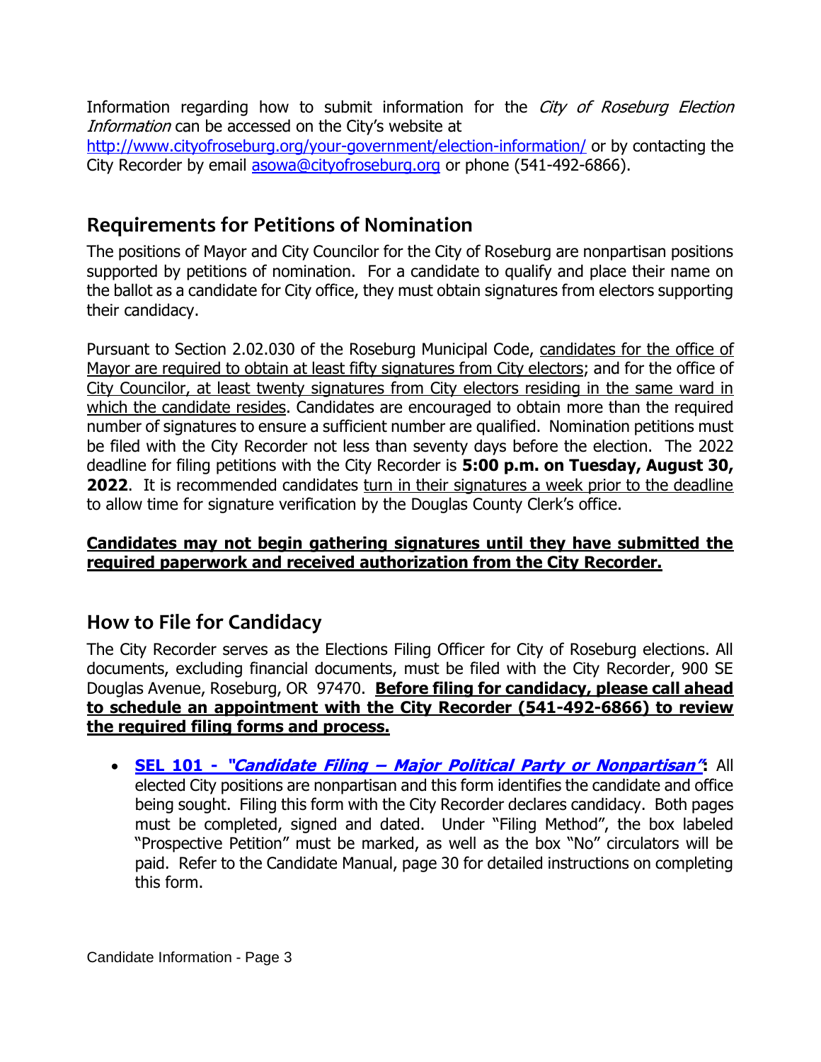Information regarding how to submit information for the *City of Roseburg Election Information* can be accessed on the City's website at [http://www.cityofroseburg.org/your-government/election-information/](http://www.cityofroseburg.org/your-government/election-information/) or by contacting the City Recorder by email [asowa@cityofroseburg.org](mailto:asowa@cityofroseburg.org) or phone (541-492-6866).

## Requirements for Petitions of Nomination

The positions of Mayor and City Councilor for the City of Roseburg are nonpartisan positions supported by petitions of nomination. For a candidate to qualify and place their name on the ballot as a candidate for City office, they must obtain signatures from electors supporting their candidacy.

Pursuant to Section 2.02.030 of the Roseburg Municipal Code, candidates for the office of Mayor are required to obtain at least fifty signatures from City electors; and for the office of City Councilor, at least twenty signatures from City electors residing in the same ward in which the candidate resides. Candidates are encouraged to obtain more than the required number of signatures to ensure a sufficient number are qualified. Nomination petitions must be filed with the City Recorder not less than seventy days before the election. The 2022 deadline for filing petitions with the City Recorder is **5:00 p.m. on Tuesday, August 30, 2022**. It is recommended candidates turn in their signatures a week prior to the deadline to allow time for signature verification by the Douglas County Clerk's office.

**Candidates may not begin gathering signatures until they have submitted the required paperwork and received authorization from the City Recorder.**

## How to File for Candidacy

The City Recorder serves as the Elections Filing Officer for City of Roseburg elections. All documents, excluding financial documents, must be filed with the City Recorder, 900 SE Douglas Avenue, Roseburg, OR 97470. **Before filing for candidacy, please call ahead to schedule an appointment with the City Recorder (541-492-6866) to review the required filing forms and process.**

- **SEL 101 - *"Candidate Filing – Major Political Party or Nonpartisan"*:** All elected City positions are nonpartisan and this form identifies the candidate and office being sought. Filing this form with the City Recorder declares candidacy. Both pages must be completed, signed and dated. Under "Filing Method", the box labeled "Prospective Petition" must be marked, as well as the box "No" circulators will be paid. Refer to the Candidate Manual, page 30 for detailed instructions on completing this form.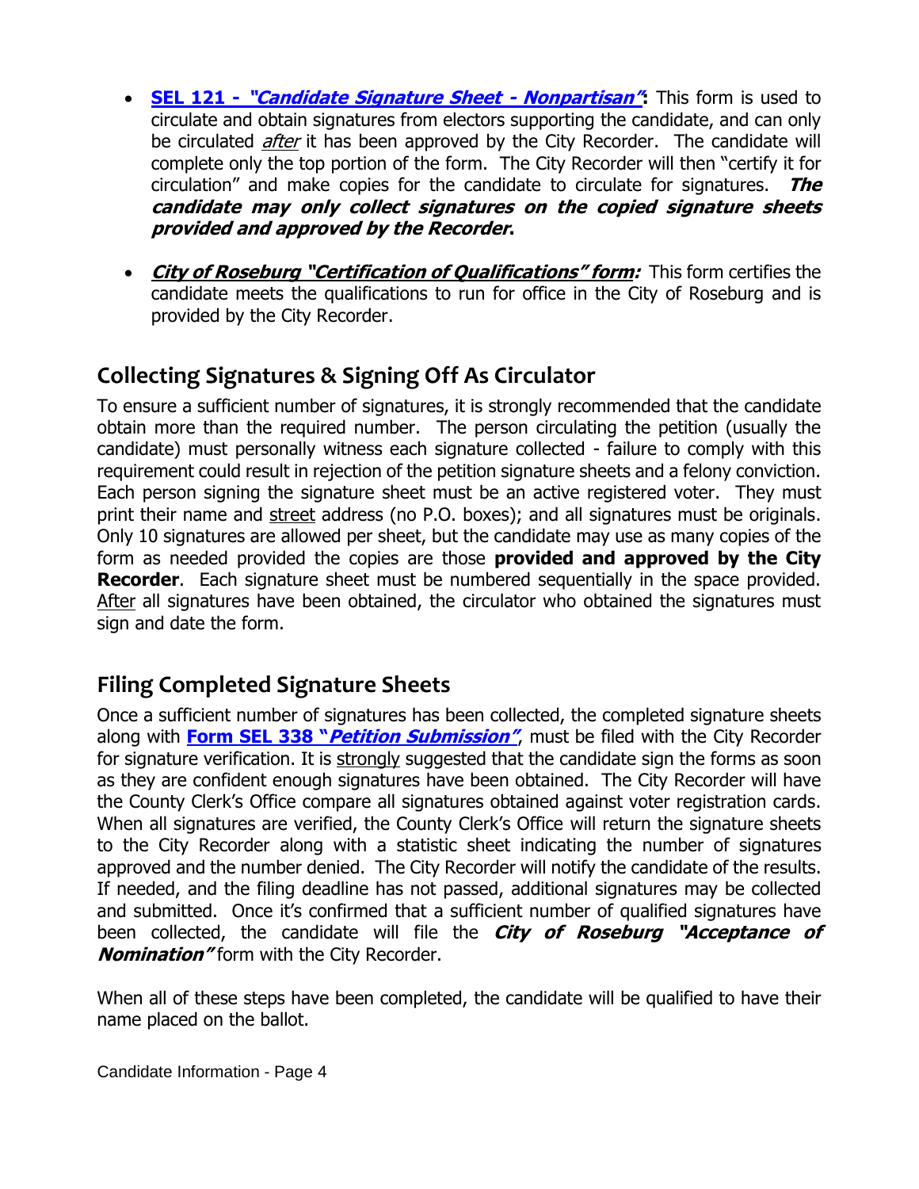- **SEL 121 - *"Candidate Signature Sheet - Nonpartisan"*:** This form is used to circulate and obtain signatures from electors supporting the candidate, and can only be circulated *after* it has been approved by the City Recorder. The candidate will complete only the top portion of the form. The City Recorder will then "certify it for circulation" and make copies for the candidate to circulate for signatures. ***The candidate may only collect signatures on the copied signature sheets provided and approved by the Recorder*.**

- ***City of Roseburg "Certification of Qualifications" form:*** This form certifies the candidate meets the qualifications to run for office in the City of Roseburg and is provided by the City Recorder.

## Collecting Signatures & Signing Off As Circulator

To ensure a sufficient number of signatures, it is strongly recommended that the candidate obtain more than the required number. The person circulating the petition (usually the candidate) must personally witness each signature collected - failure to comply with this requirement could result in rejection of the petition signature sheets and a felony conviction. Each person signing the signature sheet must be an active registered voter. They must print their name and street address (no P.O. boxes); and all signatures must be originals. Only 10 signatures are allowed per sheet, but the candidate may use as many copies of the form as needed provided the copies are those **provided and approved by the City Recorder**. Each signature sheet must be numbered sequentially in the space provided. After all signatures have been obtained, the circulator who obtained the signatures must sign and date the form.

## Filing Completed Signature Sheets

Once a sufficient number of signatures has been collected, the completed signature sheets along with **Form SEL 338 "*Petition Submission*"**, must be filed with the City Recorder for signature verification. It is strongly suggested that the candidate sign the forms as soon as they are confident enough signatures have been obtained. The City Recorder will have the County Clerk's Office compare all signatures obtained against voter registration cards. When all signatures are verified, the County Clerk's Office will return the signature sheets to the City Recorder along with a statistic sheet indicating the number of signatures approved and the number denied. The City Recorder will notify the candidate of the results. If needed, and the filing deadline has not passed, additional signatures may be collected and submitted. Once it's confirmed that a sufficient number of qualified signatures have been collected, the candidate will file the ***City of Roseburg "Acceptance of Nomination"*** form with the City Recorder.

When all of these steps have been completed, the candidate will be qualified to have their name placed on the ballot.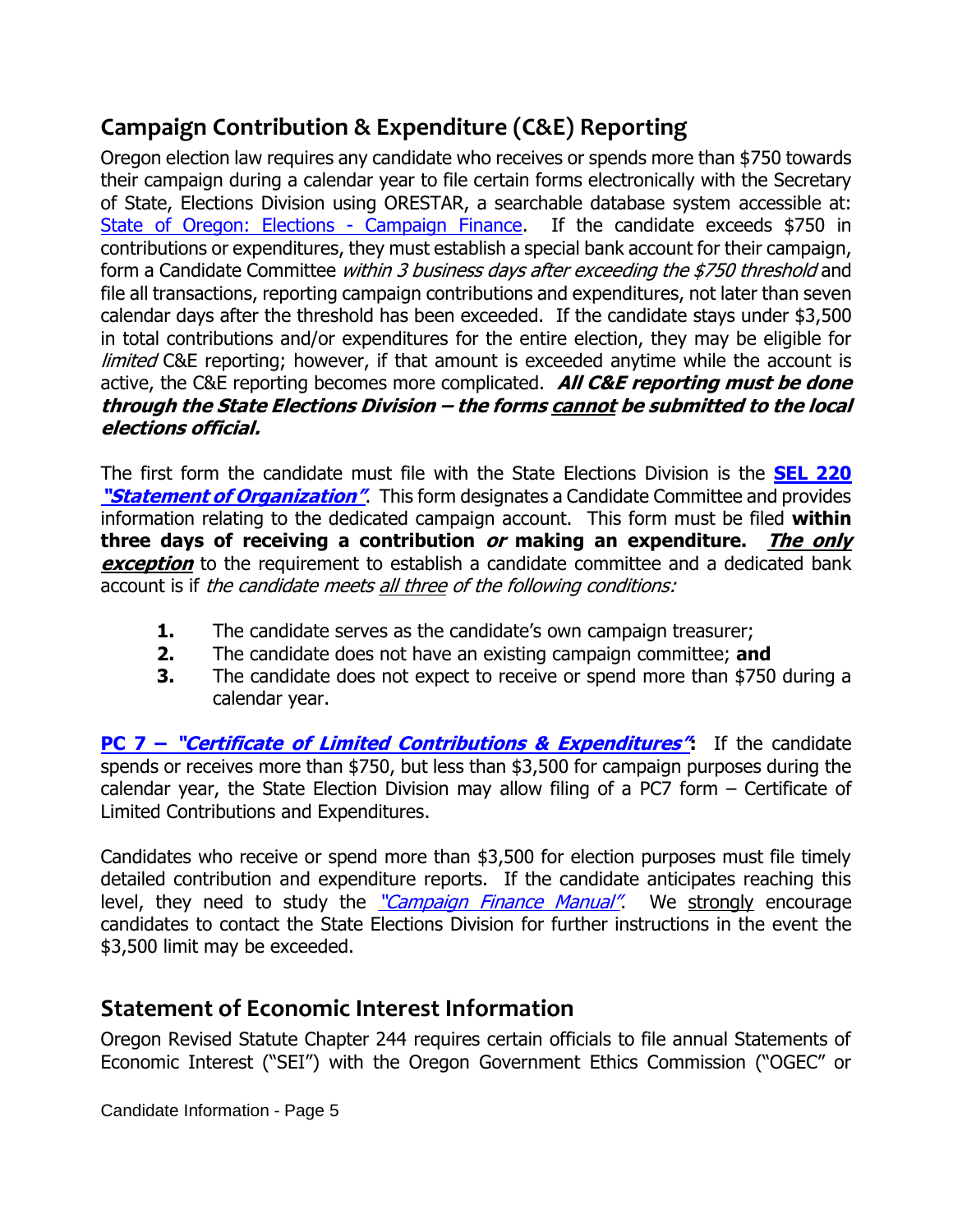## Campaign Contribution & Expenditure (C&E) Reporting

Oregon election law requires any candidate who receives or spends more than $750 towards their campaign during a calendar year to file certain forms electronically with the Secretary of State, Elections Division using ORESTAR, a searchable database system accessible at: [State of Oregon: Elections - Campaign Finance](). If the candidate exceeds $750 in contributions or expenditures, they must establish a special bank account for their campaign, form a Candidate Committee *within 3 business days after exceeding the $750 threshold* and file all transactions, reporting campaign contributions and expenditures, not later than seven calendar days after the threshold has been exceeded. If the candidate stays under $3,500 in total contributions and/or expenditures for the entire election, they may be eligible for *limited* C&E reporting; however, if that amount is exceeded anytime while the account is active, the C&E reporting becomes more complicated. ***All C&E reporting must be done through the State Elections Division – the forms cannot be submitted to the local elections official.***

The first form the candidate must file with the State Elections Division is the **SEL 220 *"Statement of Organization"***. This form designates a Candidate Committee and provides information relating to the dedicated campaign account. This form must be filed **within three days of receiving a contribution *or* making an expenditure.** ***The only exception*** to the requirement to establish a candidate committee and a dedicated bank account is if *the candidate meets all three of the following conditions:*

1. The candidate serves as the candidate's own campaign treasurer;
2. The candidate does not have an existing campaign committee; **and**
3. The candidate does not expect to receive or spend more than $750 during a calendar year.

**PC 7 – *"Certificate of Limited Contributions & Expenditures"*:** If the candidate spends or receives more than $750, but less than $3,500 for campaign purposes during the calendar year, the State Election Division may allow filing of a PC7 form – Certificate of Limited Contributions and Expenditures.

Candidates who receive or spend more than $3,500 for election purposes must file timely detailed contribution and expenditure reports. If the candidate anticipates reaching this level, they need to study the *"Campaign Finance Manual"*. We strongly encourage candidates to contact the State Elections Division for further instructions in the event the $3,500 limit may be exceeded.

## Statement of Economic Interest Information

Oregon Revised Statute Chapter 244 requires certain officials to file annual Statements of Economic Interest ("SEI") with the Oregon Government Ethics Commission ("OGEC" or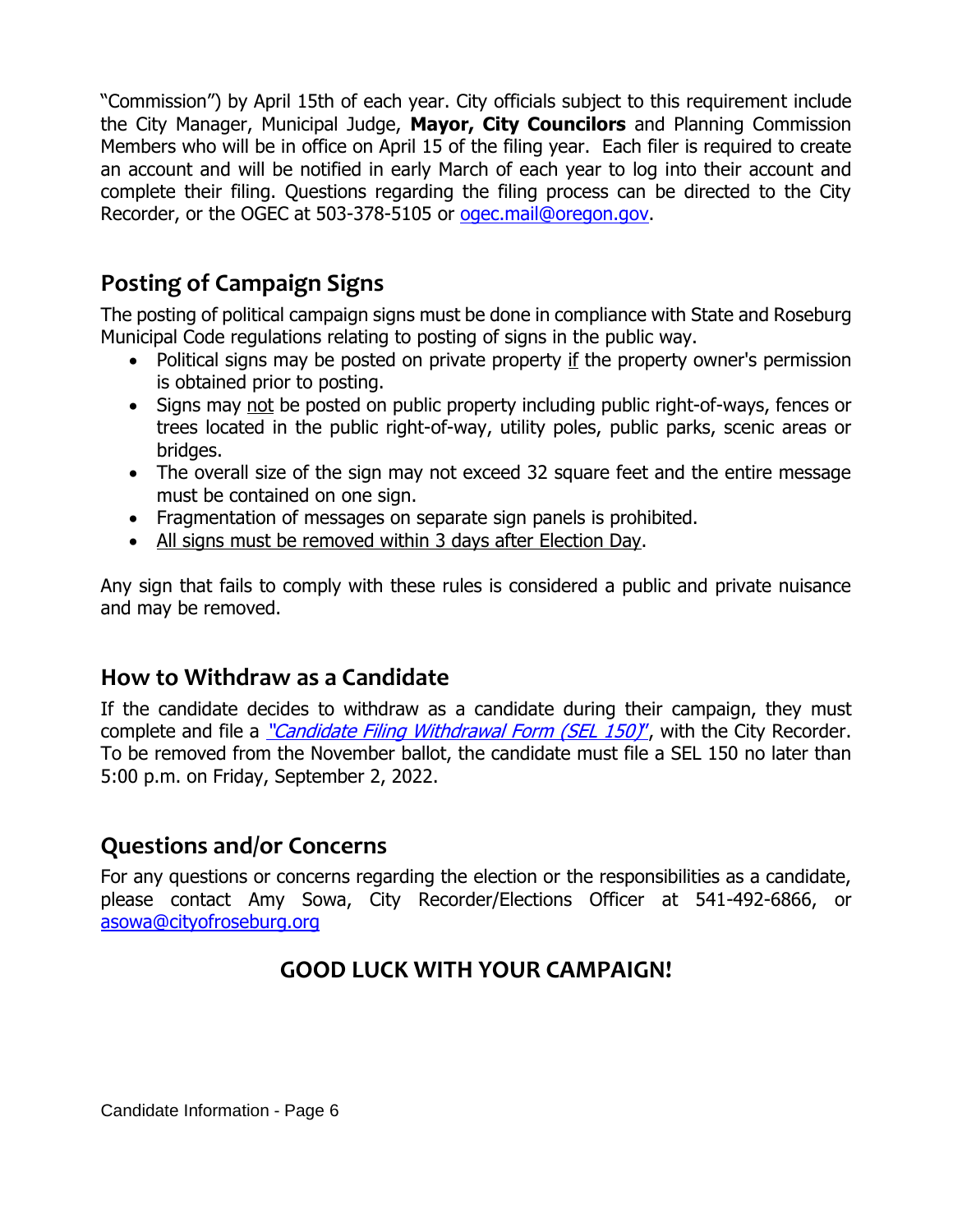"Commission") by April 15th of each year. City officials subject to this requirement include the City Manager, Municipal Judge, **Mayor, City Councilors** and Planning Commission Members who will be in office on April 15 of the filing year. Each filer is required to create an account and will be notified in early March of each year to log into their account and complete their filing. Questions regarding the filing process can be directed to the City Recorder, or the OGEC at 503-378-5105 or ogec.mail@oregon.gov.

## Posting of Campaign Signs

The posting of political campaign signs must be done in compliance with State and Roseburg Municipal Code regulations relating to posting of signs in the public way.

- Political signs may be posted on private property if the property owner's permission is obtained prior to posting.
- Signs may not be posted on public property including public right-of-ways, fences or trees located in the public right-of-way, utility poles, public parks, scenic areas or bridges.
- The overall size of the sign may not exceed 32 square feet and the entire message must be contained on one sign.
- Fragmentation of messages on separate sign panels is prohibited.
- All signs must be removed within 3 days after Election Day.

Any sign that fails to comply with these rules is considered a public and private nuisance and may be removed.

## How to Withdraw as a Candidate

If the candidate decides to withdraw as a candidate during their campaign, they must complete and file a *"Candidate Filing Withdrawal Form (SEL 150)"*, with the City Recorder. To be removed from the November ballot, the candidate must file a SEL 150 no later than 5:00 p.m. on Friday, September 2, 2022.

## Questions and/or Concerns

For any questions or concerns regarding the election or the responsibilities as a candidate, please contact Amy Sowa, City Recorder/Elections Officer at 541-492-6866, or asowa@cityofroseburg.org

**GOOD LUCK WITH YOUR CAMPAIGN!**